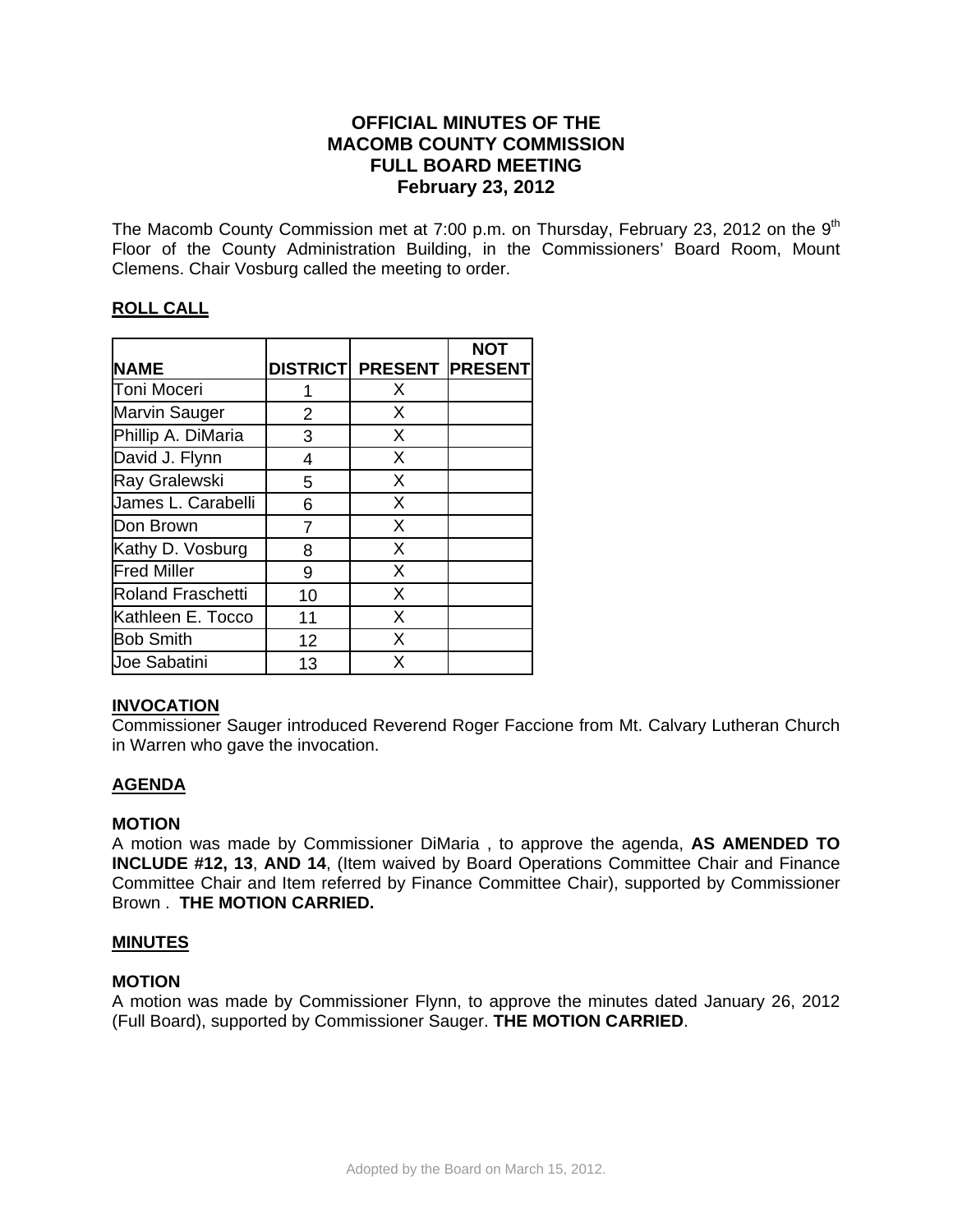# OFFICIAL MINUTES OF THE MACOMB COUNTY COMMISSION FULL BOARD MEETING February 23, 2012

The Macomb County Commission met at 7:00 p.m. on Thursday, February 23, 2012 on the 9th Floor of the County Administration Building, in the Commissioners' Board Room, Mount Clemens. Chair Vosburg called the meeting to order.

## ROLL CALL

| NAME | DISTRICT | PRESENT | NOT PRESENT |
|---|---|---|---|
| Toni Moceri | 1 | X | |
| Marvin Sauger | 2 | X | |
| Phillip A. DiMaria | 3 | X | |
| David J. Flynn | 4 | X | |
| Ray Gralewski | 5 | X | |
| James L. Carabelli | 6 | X | |
| Don Brown | 7 | X | |
| Kathy D. Vosburg | 8 | X | |
| Fred Miller | 9 | X | |
| Roland Fraschetti | 10 | X | |
| Kathleen E. Tocco | 11 | X | |
| Bob Smith | 12 | X | |
| Joe Sabatini | 13 | X | |

## INVOCATION

Commissioner Sauger introduced Reverend Roger Faccione from Mt. Calvary Lutheran Church in Warren who gave the invocation.

## AGENDA

**MOTION**

A motion was made by Commissioner DiMaria , to approve the agenda, **AS AMENDED TO INCLUDE #12, 13**, **AND 14**, (Item waived by Board Operations Committee Chair and Finance Committee Chair and Item referred by Finance Committee Chair), supported by Commissioner Brown . **THE MOTION CARRIED.**

## MINUTES

**MOTION**

A motion was made by Commissioner Flynn, to approve the minutes dated January 26, 2012 (Full Board), supported by Commissioner Sauger. **THE MOTION CARRIED**.

Adopted by the Board on March 15, 2012.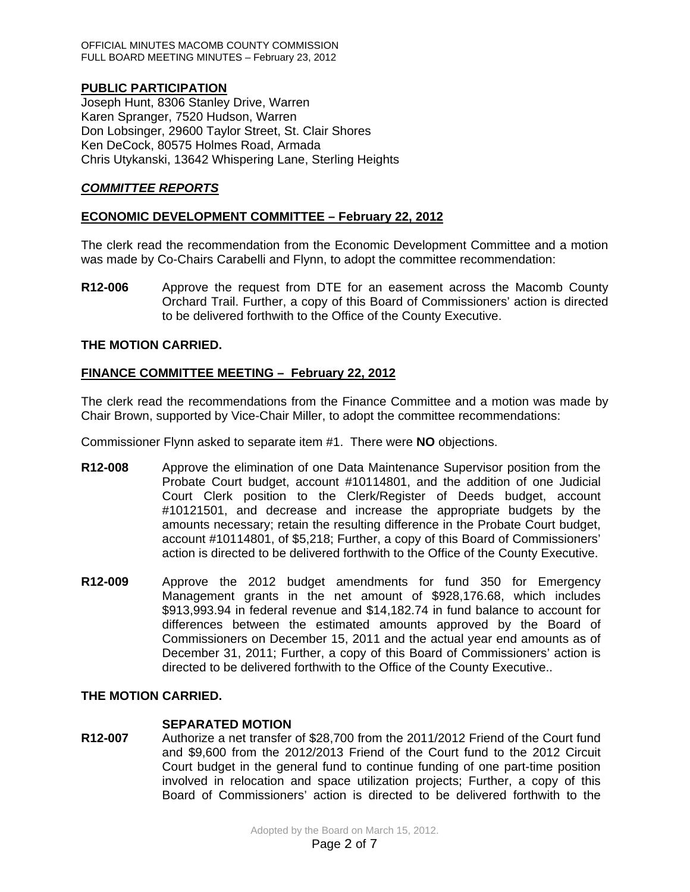## PUBLIC PARTICIPATION

Joseph Hunt, 8306 Stanley Drive, Warren
Karen Spranger, 7520 Hudson, Warren
Don Lobsinger, 29600 Taylor Street, St. Clair Shores
Ken DeCock, 80575 Holmes Road, Armada
Chris Utykanski, 13642 Whispering Lane, Sterling Heights

## *COMMITTEE REPORTS*

### ECONOMIC DEVELOPMENT COMMITTEE – February 22, 2012

The clerk read the recommendation from the Economic Development Committee and a motion was made by Co-Chairs Carabelli and Flynn, to adopt the committee recommendation:

**R12-006** Approve the request from DTE for an easement across the Macomb County Orchard Trail. Further, a copy of this Board of Commissioners' action is directed to be delivered forthwith to the Office of the County Executive.

**THE MOTION CARRIED.**

### FINANCE COMMITTEE MEETING – February 22, 2012

The clerk read the recommendations from the Finance Committee and a motion was made by Chair Brown, supported by Vice-Chair Miller, to adopt the committee recommendations:

Commissioner Flynn asked to separate item #1. There were **NO** objections.

**R12-008** Approve the elimination of one Data Maintenance Supervisor position from the Probate Court budget, account #10114801, and the addition of one Judicial Court Clerk position to the Clerk/Register of Deeds budget, account #10121501, and decrease and increase the appropriate budgets by the amounts necessary; retain the resulting difference in the Probate Court budget, account #10114801, of $5,218; Further, a copy of this Board of Commissioners' action is directed to be delivered forthwith to the Office of the County Executive.

**R12-009** Approve the 2012 budget amendments for fund 350 for Emergency Management grants in the net amount of $928,176.68, which includes $913,993.94 in federal revenue and $14,182.74 in fund balance to account for differences between the estimated amounts approved by the Board of Commissioners on December 15, 2011 and the actual year end amounts as of December 31, 2011; Further, a copy of this Board of Commissioners' action is directed to be delivered forthwith to the Office of the County Executive..

**THE MOTION CARRIED.**

**SEPARATED MOTION**

**R12-007** Authorize a net transfer of $28,700 from the 2011/2012 Friend of the Court fund and $9,600 from the 2012/2013 Friend of the Court fund to the 2012 Circuit Court budget in the general fund to continue funding of one part-time position involved in relocation and space utilization projects; Further, a copy of this Board of Commissioners' action is directed to be delivered forthwith to the

Adopted by the Board on March 15, 2012.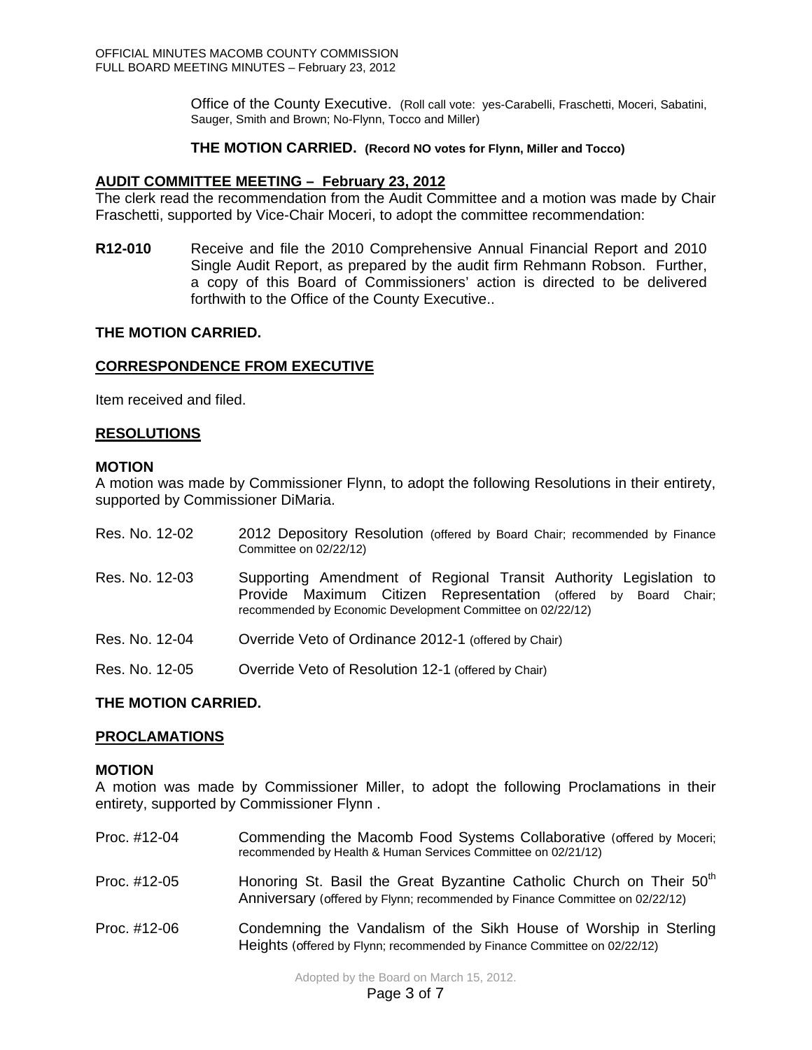Office of the County Executive. (Roll call vote: yes-Carabelli, Fraschetti, Moceri, Sabatini, Sauger, Smith and Brown; No-Flynn, Tocco and Miller)

**THE MOTION CARRIED. (Record NO votes for Flynn, Miller and Tocco)**

## AUDIT COMMITTEE MEETING – February 23, 2012

The clerk read the recommendation from the Audit Committee and a motion was made by Chair Fraschetti, supported by Vice-Chair Moceri, to adopt the committee recommendation:

**R12-010** Receive and file the 2010 Comprehensive Annual Financial Report and 2010 Single Audit Report, as prepared by the audit firm Rehmann Robson. Further, a copy of this Board of Commissioners' action is directed to be delivered forthwith to the Office of the County Executive..

**THE MOTION CARRIED.**

## CORRESPONDENCE FROM EXECUTIVE

Item received and filed.

## RESOLUTIONS

**MOTION**

A motion was made by Commissioner Flynn, to adopt the following Resolutions in their entirety, supported by Commissioner DiMaria.

Res. No. 12-02 2012 Depository Resolution (offered by Board Chair; recommended by Finance Committee on 02/22/12)

Res. No. 12-03 Supporting Amendment of Regional Transit Authority Legislation to Provide Maximum Citizen Representation (offered by Board Chair; recommended by Economic Development Committee on 02/22/12)

Res. No. 12-04 Override Veto of Ordinance 2012-1 (offered by Chair)

Res. No. 12-05 Override Veto of Resolution 12-1 (offered by Chair)

**THE MOTION CARRIED.**

## PROCLAMATIONS

**MOTION**

A motion was made by Commissioner Miller, to adopt the following Proclamations in their entirety, supported by Commissioner Flynn .

Proc. #12-04 Commending the Macomb Food Systems Collaborative (offered by Moceri; recommended by Health & Human Services Committee on 02/21/12)

Proc. #12-05 Honoring St. Basil the Great Byzantine Catholic Church on Their 50th Anniversary (offered by Flynn; recommended by Finance Committee on 02/22/12)

Proc. #12-06 Condemning the Vandalism of the Sikh House of Worship in Sterling Heights (offered by Flynn; recommended by Finance Committee on 02/22/12)

Adopted by the Board on March 15, 2012.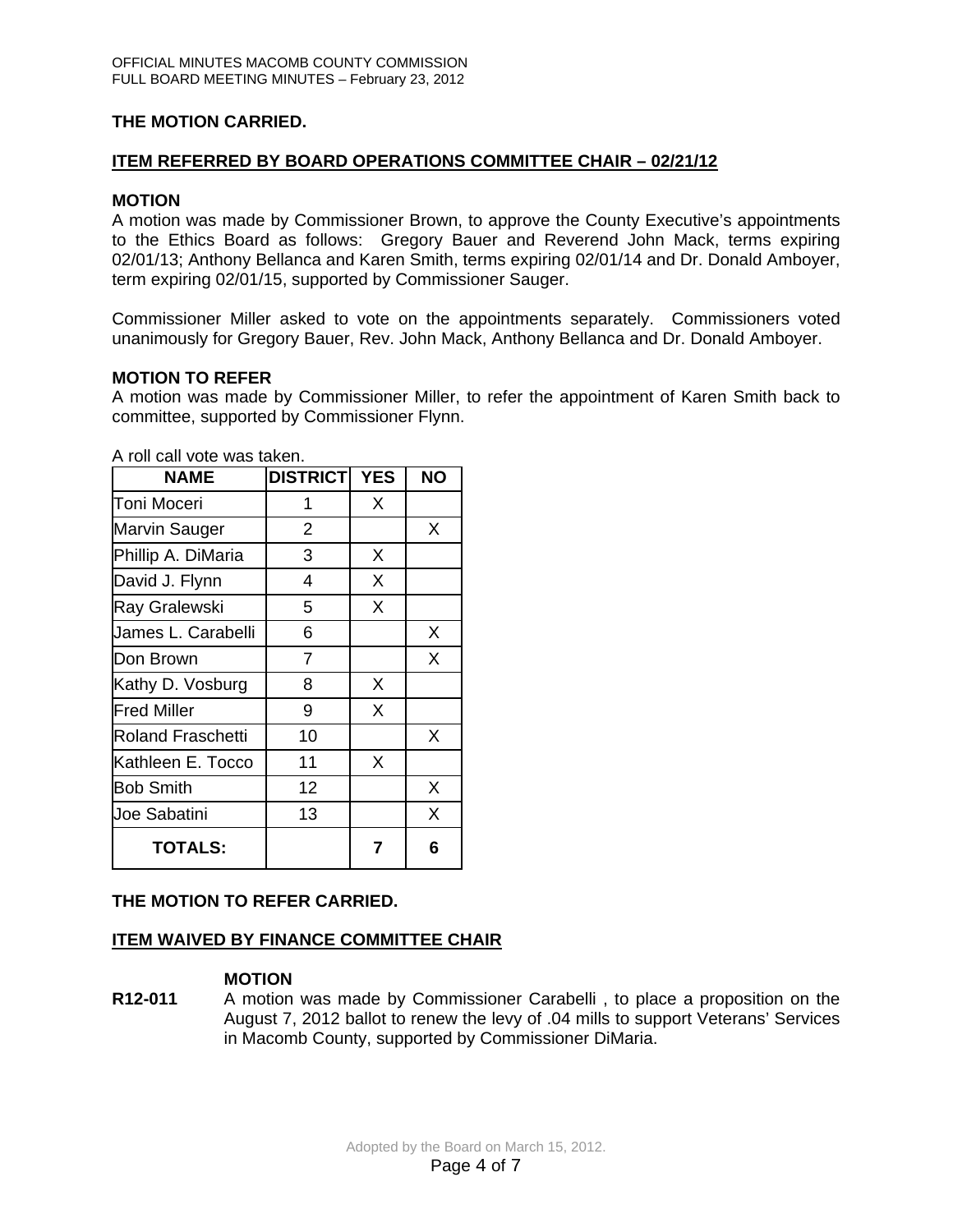**THE MOTION CARRIED.**

**ITEM REFERRED BY BOARD OPERATIONS COMMITTEE CHAIR – 02/21/12**

**MOTION**

A motion was made by Commissioner Brown, to approve the County Executive's appointments to the Ethics Board as follows: Gregory Bauer and Reverend John Mack, terms expiring 02/01/13; Anthony Bellanca and Karen Smith, terms expiring 02/01/14 and Dr. Donald Amboyer, term expiring 02/01/15, supported by Commissioner Sauger.

Commissioner Miller asked to vote on the appointments separately. Commissioners voted unanimously for Gregory Bauer, Rev. John Mack, Anthony Bellanca and Dr. Donald Amboyer.

**MOTION TO REFER**

A motion was made by Commissioner Miller, to refer the appointment of Karen Smith back to committee, supported by Commissioner Flynn.

A roll call vote was taken.

| NAME | DISTRICT | YES | NO |
|---|---|---|---|
| Toni Moceri | 1 | X | |
| Marvin Sauger | 2 | | X |
| Phillip A. DiMaria | 3 | X | |
| David J. Flynn | 4 | X | |
| Ray Gralewski | 5 | X | |
| James L. Carabelli | 6 | | X |
| Don Brown | 7 | | X |
| Kathy D. Vosburg | 8 | X | |
| Fred Miller | 9 | X | |
| Roland Fraschetti | 10 | | X |
| Kathleen E. Tocco | 11 | X | |
| Bob Smith | 12 | | X |
| Joe Sabatini | 13 | | X |
| **TOTALS:** | | **7** | **6** |

**THE MOTION TO REFER CARRIED.**

**ITEM WAIVED BY FINANCE COMMITTEE CHAIR**

**MOTION**

**R12-011** A motion was made by Commissioner Carabelli , to place a proposition on the August 7, 2012 ballot to renew the levy of .04 mills to support Veterans' Services in Macomb County, supported by Commissioner DiMaria.

Adopted by the Board on March 15, 2012.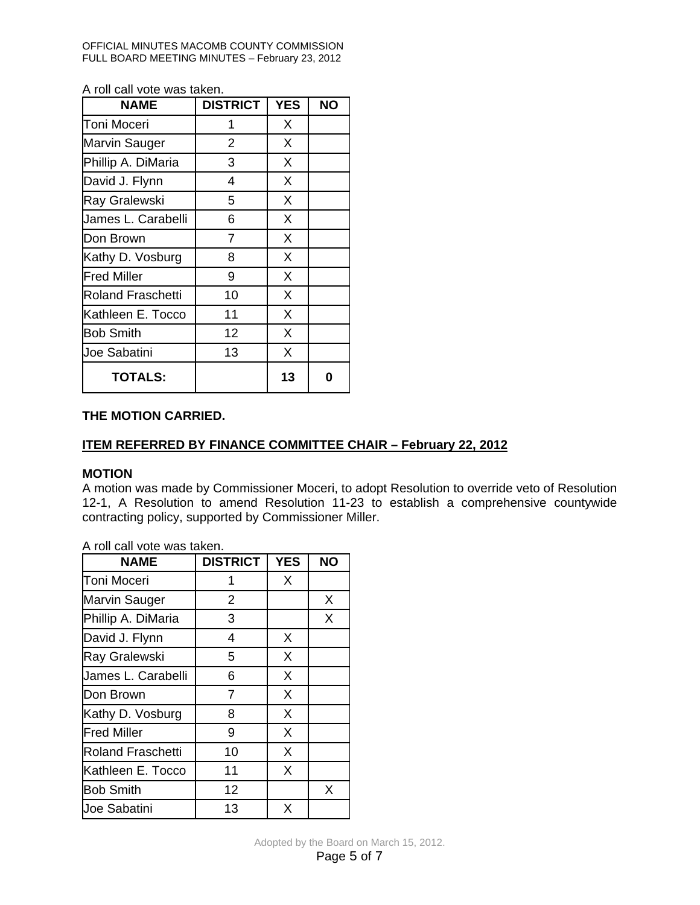A roll call vote was taken.

| NAME | DISTRICT | YES | NO |
|---|---|---|---|
| Toni Moceri | 1 | X | |
| Marvin Sauger | 2 | X | |
| Phillip A. DiMaria | 3 | X | |
| David J. Flynn | 4 | X | |
| Ray Gralewski | 5 | X | |
| James L. Carabelli | 6 | X | |
| Don Brown | 7 | X | |
| Kathy D. Vosburg | 8 | X | |
| Fred Miller | 9 | X | |
| Roland Fraschetti | 10 | X | |
| Kathleen E. Tocco | 11 | X | |
| Bob Smith | 12 | X | |
| Joe Sabatini | 13 | X | |
| **TOTALS:** | | **13** | **0** |

**THE MOTION CARRIED.**

**ITEM REFERRED BY FINANCE COMMITTEE CHAIR – February 22, 2012**

**MOTION**

A motion was made by Commissioner Moceri, to adopt Resolution to override veto of Resolution 12-1, A Resolution to amend Resolution 11-23 to establish a comprehensive countywide contracting policy, supported by Commissioner Miller.

A roll call vote was taken.

| NAME | DISTRICT | YES | NO |
|---|---|---|---|
| Toni Moceri | 1 | X | |
| Marvin Sauger | 2 | | X |
| Phillip A. DiMaria | 3 | | X |
| David J. Flynn | 4 | X | |
| Ray Gralewski | 5 | X | |
| James L. Carabelli | 6 | X | |
| Don Brown | 7 | X | |
| Kathy D. Vosburg | 8 | X | |
| Fred Miller | 9 | X | |
| Roland Fraschetti | 10 | X | |
| Kathleen E. Tocco | 11 | X | |
| Bob Smith | 12 | | X |
| Joe Sabatini | 13 | X | |

Adopted by the Board on March 15, 2012.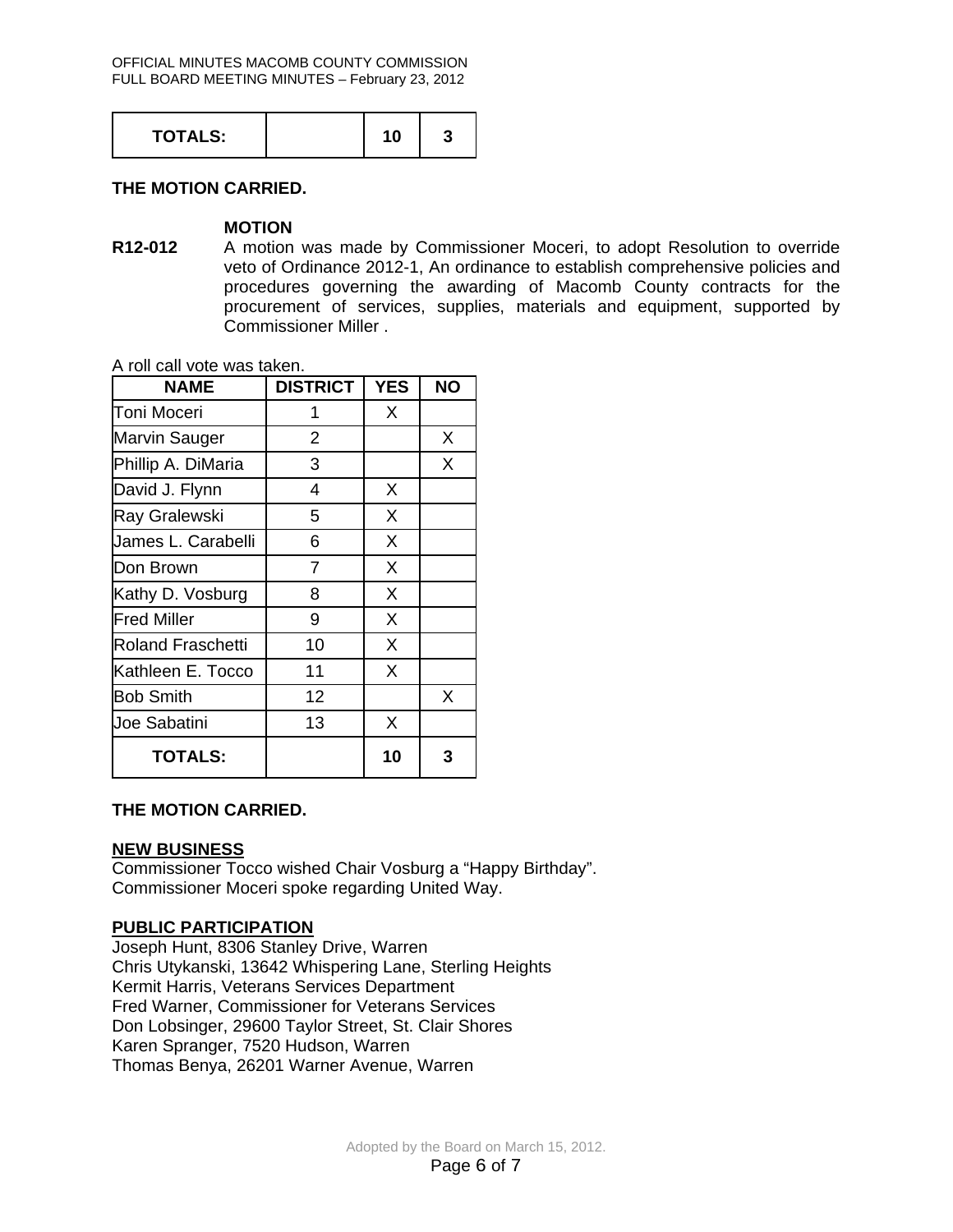| TOTALS: | | 10 | 3 |
|---|---|---|---|

**THE MOTION CARRIED.**

**MOTION**

**R12-012** A motion was made by Commissioner Moceri, to adopt Resolution to override veto of Ordinance 2012-1, An ordinance to establish comprehensive policies and procedures governing the awarding of Macomb County contracts for the procurement of services, supplies, materials and equipment, supported by Commissioner Miller .

A roll call vote was taken.

| NAME | DISTRICT | YES | NO |
|---|---|---|---|
| Toni Moceri | 1 | X | |
| Marvin Sauger | 2 | | X |
| Phillip A. DiMaria | 3 | | X |
| David J. Flynn | 4 | X | |
| Ray Gralewski | 5 | X | |
| James L. Carabelli | 6 | X | |
| Don Brown | 7 | X | |
| Kathy D. Vosburg | 8 | X | |
| Fred Miller | 9 | X | |
| Roland Fraschetti | 10 | X | |
| Kathleen E. Tocco | 11 | X | |
| Bob Smith | 12 | | X |
| Joe Sabatini | 13 | X | |
| **TOTALS:** | | **10** | **3** |

**THE MOTION CARRIED.**

**NEW BUSINESS**

Commissioner Tocco wished Chair Vosburg a "Happy Birthday".
Commissioner Moceri spoke regarding United Way.

**PUBLIC PARTICIPATION**

Joseph Hunt, 8306 Stanley Drive, Warren
Chris Utykanski, 13642 Whispering Lane, Sterling Heights
Kermit Harris, Veterans Services Department
Fred Warner, Commissioner for Veterans Services
Don Lobsinger, 29600 Taylor Street, St. Clair Shores
Karen Spranger, 7520 Hudson, Warren
Thomas Benya, 26201 Warner Avenue, Warren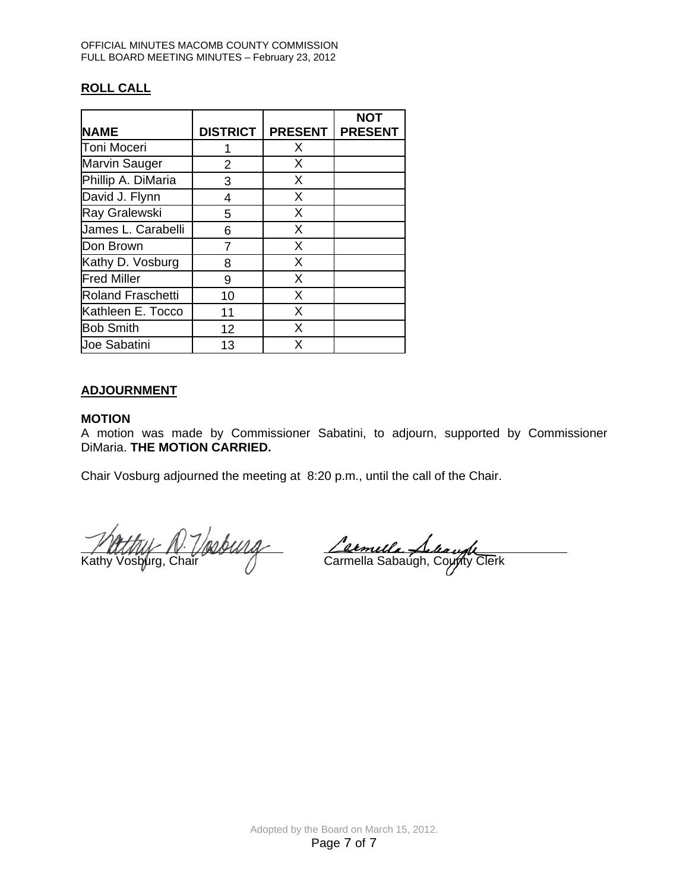## ROLL CALL

| NAME | DISTRICT | PRESENT | NOT PRESENT |
|---|---|---|---|
| Toni Moceri | 1 | X | |
| Marvin Sauger | 2 | X | |
| Phillip A. DiMaria | 3 | X | |
| David J. Flynn | 4 | X | |
| Ray Gralewski | 5 | X | |
| James L. Carabelli | 6 | X | |
| Don Brown | 7 | X | |
| Kathy D. Vosburg | 8 | X | |
| Fred Miller | 9 | X | |
| Roland Fraschetti | 10 | X | |
| Kathleen E. Tocco | 11 | X | |
| Bob Smith | 12 | X | |
| Joe Sabatini | 13 | X | |

## ADJOURNMENT

**MOTION**

A motion was made by Commissioner Sabatini, to adjourn, supported by Commissioner DiMaria. **THE MOTION CARRIED.**

Chair Vosburg adjourned the meeting at 8:20 p.m., until the call of the Chair.

Kathy Vosburg, Chair

Carmella Sabaugh, County Clerk

Adopted by the Board on March 15, 2012.